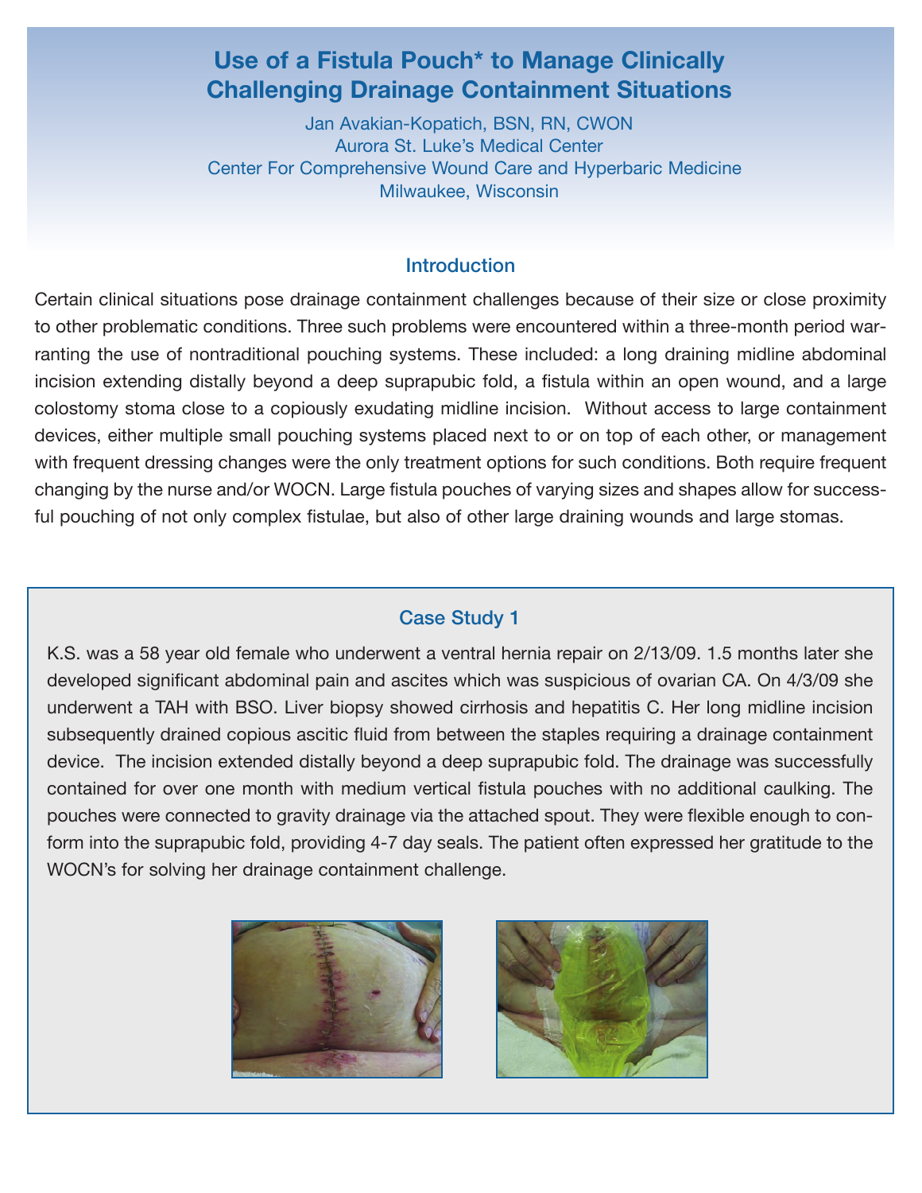# Use of a Fistula Pouch* to Manage Clinically Challenging Drainage Containment Situations

Jan Avakian-Kopatich, BSN, RN, CWON
Aurora St. Luke's Medical Center
Center For Comprehensive Wound Care and Hyperbaric Medicine
Milwaukee, Wisconsin

## Introduction

Certain clinical situations pose drainage containment challenges because of their size or close proximity to other problematic conditions. Three such problems were encountered within a three-month period warranting the use of nontraditional pouching systems. These included: a long draining midline abdominal incision extending distally beyond a deep suprapubic fold, a fistula within an open wound, and a large colostomy stoma close to a copiously exudating midline incision. Without access to large containment devices, either multiple small pouching systems placed next to or on top of each other, or management with frequent dressing changes were the only treatment options for such conditions. Both require frequent changing by the nurse and/or WOCN. Large fistula pouches of varying sizes and shapes allow for successful pouching of not only complex fistulae, but also of other large draining wounds and large stomas.

## Case Study 1

K.S. was a 58 year old female who underwent a ventral hernia repair on 2/13/09. 1.5 months later she developed significant abdominal pain and ascites which was suspicious of ovarian CA. On 4/3/09 she underwent a TAH with BSO. Liver biopsy showed cirrhosis and hepatitis C. Her long midline incision subsequently drained copious ascitic fluid from between the staples requiring a drainage containment device. The incision extended distally beyond a deep suprapubic fold. The drainage was successfully contained for over one month with medium vertical fistula pouches with no additional caulking. The pouches were connected to gravity drainage via the attached spout. They were flexible enough to conform into the suprapubic fold, providing 4-7 day seals. The patient often expressed her gratitude to the WOCN's for solving her drainage containment challenge.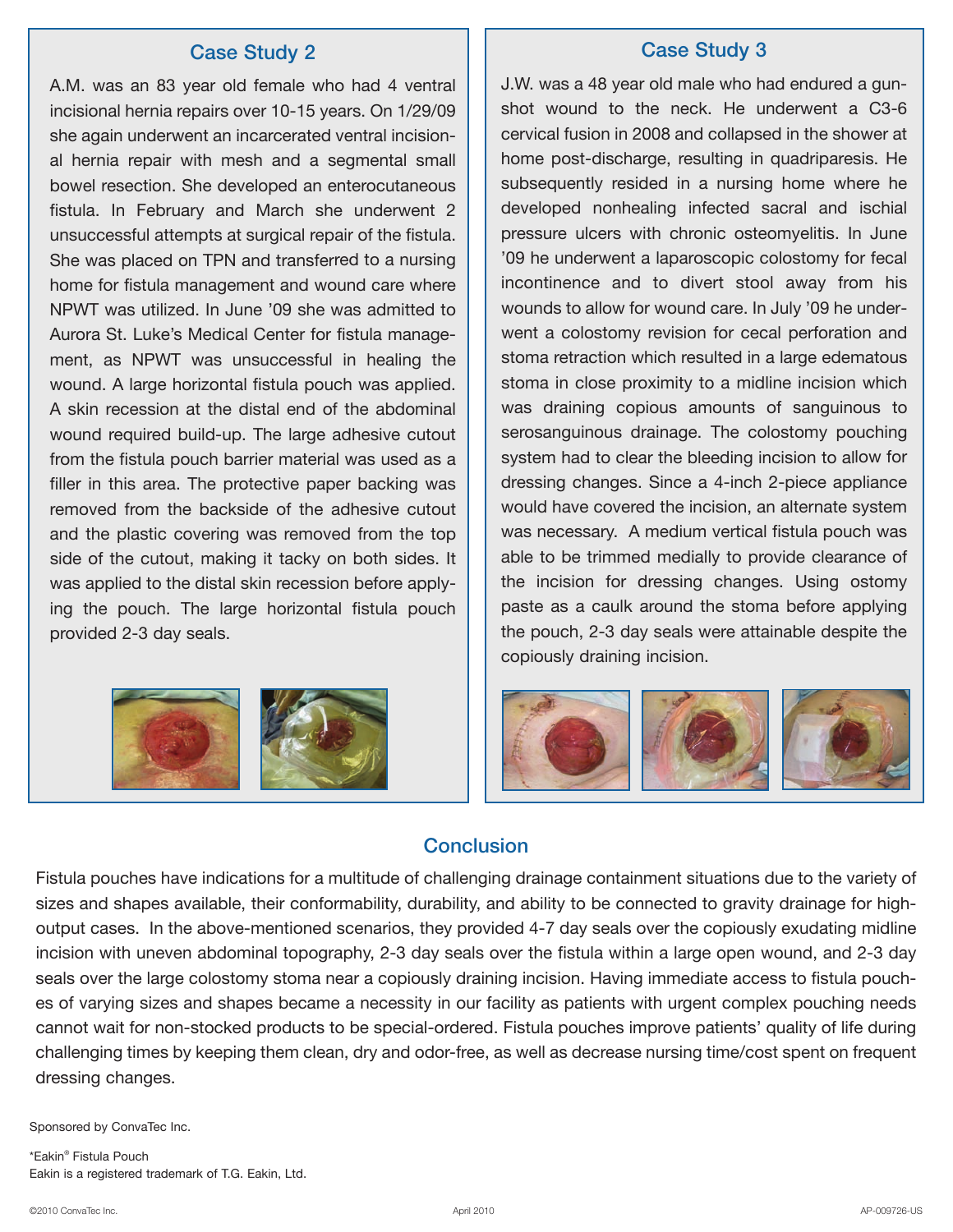## Case Study 2

A.M. was an 83 year old female who had 4 ventral incisional hernia repairs over 10-15 years. On 1/29/09 she again underwent an incarcerated ventral incisional hernia repair with mesh and a segmental small bowel resection. She developed an enterocutaneous fistula. In February and March she underwent 2 unsuccessful attempts at surgical repair of the fistula. She was placed on TPN and transferred to a nursing home for fistula management and wound care where NPWT was utilized. In June '09 she was admitted to Aurora St. Luke's Medical Center for fistula management, as NPWT was unsuccessful in healing the wound. A large horizontal fistula pouch was applied. A skin recession at the distal end of the abdominal wound required build-up. The large adhesive cutout from the fistula pouch barrier material was used as a filler in this area. The protective paper backing was removed from the backside of the adhesive cutout and the plastic covering was removed from the top side of the cutout, making it tacky on both sides. It was applied to the distal skin recession before applying the pouch. The large horizontal fistula pouch provided 2-3 day seals.

## Case Study 3

J.W. was a 48 year old male who had endured a gunshot wound to the neck. He underwent a C3-6 cervical fusion in 2008 and collapsed in the shower at home post-discharge, resulting in quadriparesis. He subsequently resided in a nursing home where he developed nonhealing infected sacral and ischial pressure ulcers with chronic osteomyelitis. In June '09 he underwent a laparoscopic colostomy for fecal incontinence and to divert stool away from his wounds to allow for wound care. In July '09 he underwent a colostomy revision for cecal perforation and stoma retraction which resulted in a large edematous stoma in close proximity to a midline incision which was draining copious amounts of sanguinous to serosanguinous drainage. The colostomy pouching system had to clear the bleeding incision to allow for dressing changes. Since a 4-inch 2-piece appliance would have covered the incision, an alternate system was necessary. A medium vertical fistula pouch was able to be trimmed medially to provide clearance of the incision for dressing changes. Using ostomy paste as a caulk around the stoma before applying the pouch, 2-3 day seals were attainable despite the copiously draining incision.

## Conclusion

Fistula pouches have indications for a multitude of challenging drainage containment situations due to the variety of sizes and shapes available, their conformability, durability, and ability to be connected to gravity drainage for high-output cases. In the above-mentioned scenarios, they provided 4-7 day seals over the copiously exudating midline incision with uneven abdominal topography, 2-3 day seals over the fistula within a large open wound, and 2-3 day seals over the large colostomy stoma near a copiously draining incision. Having immediate access to fistula pouches of varying sizes and shapes became a necessity in our facility as patients with urgent complex pouching needs cannot wait for non-stocked products to be special-ordered. Fistula pouches improve patients' quality of life during challenging times by keeping them clean, dry and odor-free, as well as decrease nursing time/cost spent on frequent dressing changes.

Sponsored by ConvaTec Inc.

*Eakin® Fistula Pouch
Eakin is a registered trademark of T.G. Eakin, Ltd.

©2010 ConvaTec Inc. April 2010 AP-009726-US